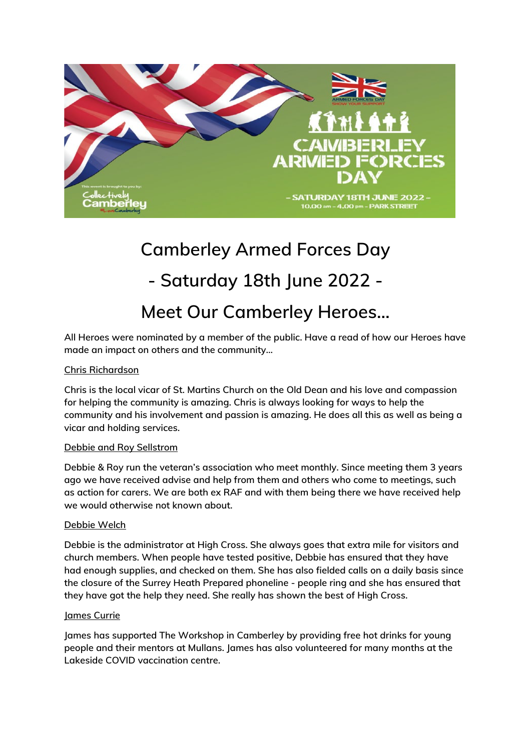# Camberley Armed Forces Day

# - Saturday 18th June 2022 -

# Meet Our Camberley Heroes...

All Heroes were nominated by a member of the public. Have a read of how our Heroes have made an impact on others and the community...

Chris Richardson

Chris is the local vicar of St. Martins Church on the Old Dean and his love and compassion for helping the community is amazing. Chris is always looking for ways to help the community and his involvement and passion is amazing. He does all this as well as being a vicar and holding services.

Debbie and Roy Sellstrom

Debbie & Roy run the veteran's association who meet monthly. Since meeting them 3 years ago we have received advise and help from them and others who come to meetings, such as action for carers. We are both ex RAF and with them being there we have received help we would otherwise not known about.

Debbie Welch

Debbie is the administrator at High Cross. She always goes that extra mile for visitors and church members. When people have tested positive, Debbie has ensured that they have had enough supplies, and checked on them. She has also fielded calls on a daily basis since the closure of the Surrey Heath Prepared phoneline - people ring and she has ensured that they have got the help they need. She really has shown the best of High Cross.

James Currie

James has supported The Workshop in Camberley by providing free hot drinks for young people and their mentors at Mullans. James has also volunteered for many months at the Lakeside COVID vaccination centre.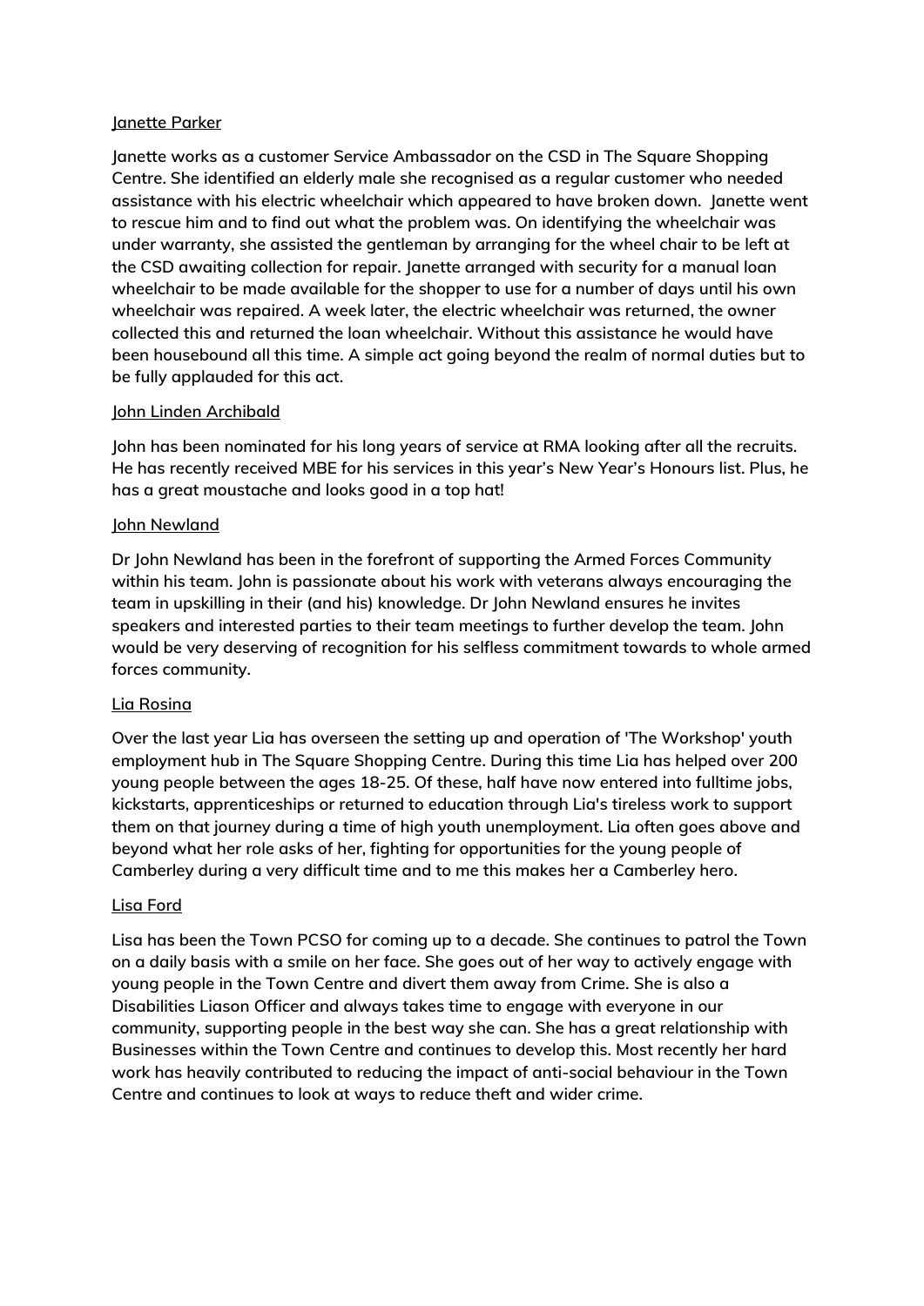Janette Parker

Janette works as a customer Service Ambassador on the CSD in The Square Shopping Centre. She identified an elderly male she recognised as a regular customer who needed assistance with his electric wheelchair which appeared to have broken down. Janette went to rescue him and to find out what the problem was. On identifying the wheelchair was under warranty, she assisted the gentleman by arranging for the wheel chair to be left at the CSD awaiting collection for repair. Janette arranged with security for a manual loan wheelchair to be made available for the shopper to use for a number of days until his own wheelchair was repaired. A week later, the electric wheelchair was returned, the owner collected this and returned the loan wheelchair. Without this assistance he would have been housebound all this time. A simple act going beyond the realm of normal duties but to be fully applauded for this act.

John Linden Archibald

John has been nominated for his long years of service at RMA looking after all the recruits. He has recently received MBE for his services in this year's New Year's Honours list. Plus, he has a great moustache and looks good in a top hat!

John Newland

Dr John Newland has been in the forefront of supporting the Armed Forces Community within his team. John is passionate about his work with veterans always encouraging the team in upskilling in their (and his) knowledge. Dr John Newland ensures he invites speakers and interested parties to their team meetings to further develop the team. John would be very deserving of recognition for his selfless commitment towards to whole armed forces community.

Lia Rosina

Over the last year Lia has overseen the setting up and operation of 'The Workshop' youth employment hub in The Square Shopping Centre. During this time Lia has helped over 200 young people between the ages 18-25. Of these, half have now entered into fulltime jobs, kickstarts, apprenticeships or returned to education through Lia's tireless work to support them on that journey during a time of high youth unemployment. Lia often goes above and beyond what her role asks of her, fighting for opportunities for the young people of Camberley during a very difficult time and to me this makes her a Camberley hero.

Lisa Ford

Lisa has been the Town PCSO for coming up to a decade. She continues to patrol the Town on a daily basis with a smile on her face. She goes out of her way to actively engage with young people in the Town Centre and divert them away from Crime. She is also a Disabilities Liason Officer and always takes time to engage with everyone in our community, supporting people in the best way she can. She has a great relationship with Businesses within the Town Centre and continues to develop this. Most recently her hard work has heavily contributed to reducing the impact of anti-social behaviour in the Town Centre and continues to look at ways to reduce theft and wider crime.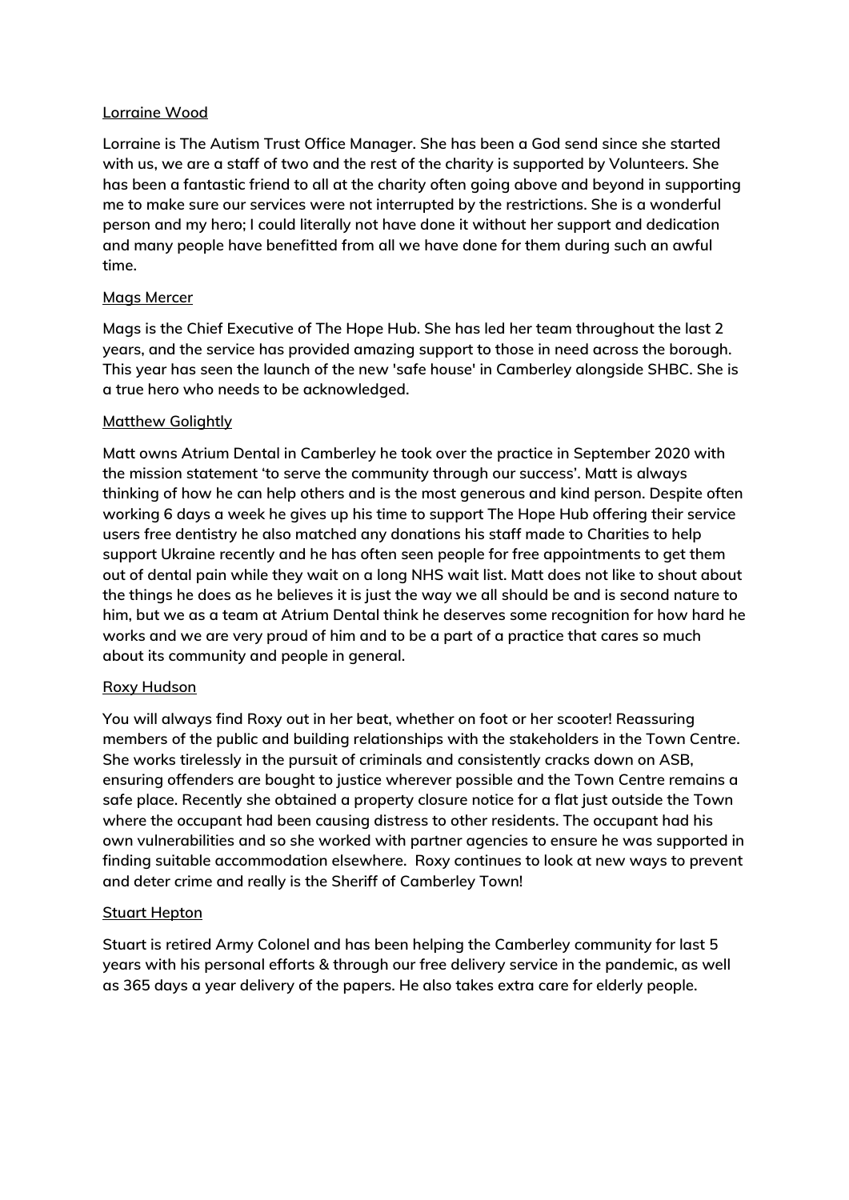<u>Lorraine Wood</u>

**Lorraine is The Autism Trust Office Manager. She has been a God send since she started with us, we are a staff of two and the rest of the charity is supported by Volunteers. She has been a fantastic friend to all at the charity often going above and beyond in supporting me to make sure our services were not interrupted by the restrictions. She is a wonderful person and my hero; I could literally not have done it without her support and dedication and many people have benefitted from all we have done for them during such an awful time.**

<u>Mags Mercer</u>

**Mags is the Chief Executive of The Hope Hub. She has led her team throughout the last 2 years, and the service has provided amazing support to those in need across the borough. This year has seen the launch of the new 'safe house' in Camberley alongside SHBC. She is a true hero who needs to be acknowledged.**

<u>Matthew Golightly</u>

**Matt owns Atrium Dental in Camberley he took over the practice in September 2020 with the mission statement 'to serve the community through our success'. Matt is always thinking of how he can help others and is the most generous and kind person. Despite often working 6 days a week he gives up his time to support The Hope Hub offering their service users free dentistry he also matched any donations his staff made to Charities to help support Ukraine recently and he has often seen people for free appointments to get them out of dental pain while they wait on a long NHS wait list. Matt does not like to shout about the things he does as he believes it is just the way we all should be and is second nature to him, but we as a team at Atrium Dental think he deserves some recognition for how hard he works and we are very proud of him and to be a part of a practice that cares so much about its community and people in general.**

<u>Roxy Hudson</u>

**You will always find Roxy out in her beat, whether on foot or her scooter! Reassuring members of the public and building relationships with the stakeholders in the Town Centre. She works tirelessly in the pursuit of criminals and consistently cracks down on ASB, ensuring offenders are bought to justice wherever possible and the Town Centre remains a safe place. Recently she obtained a property closure notice for a flat just outside the Town where the occupant had been causing distress to other residents. The occupant had his own vulnerabilities and so she worked with partner agencies to ensure he was supported in finding suitable accommodation elsewhere. Roxy continues to look at new ways to prevent and deter crime and really is the Sheriff of Camberley Town!**

<u>Stuart Hepton</u>

**Stuart is retired Army Colonel and has been helping the Camberley community for last 5 years with his personal efforts & through our free delivery service in the pandemic, as well as 365 days a year delivery of the papers. He also takes extra care for elderly people.**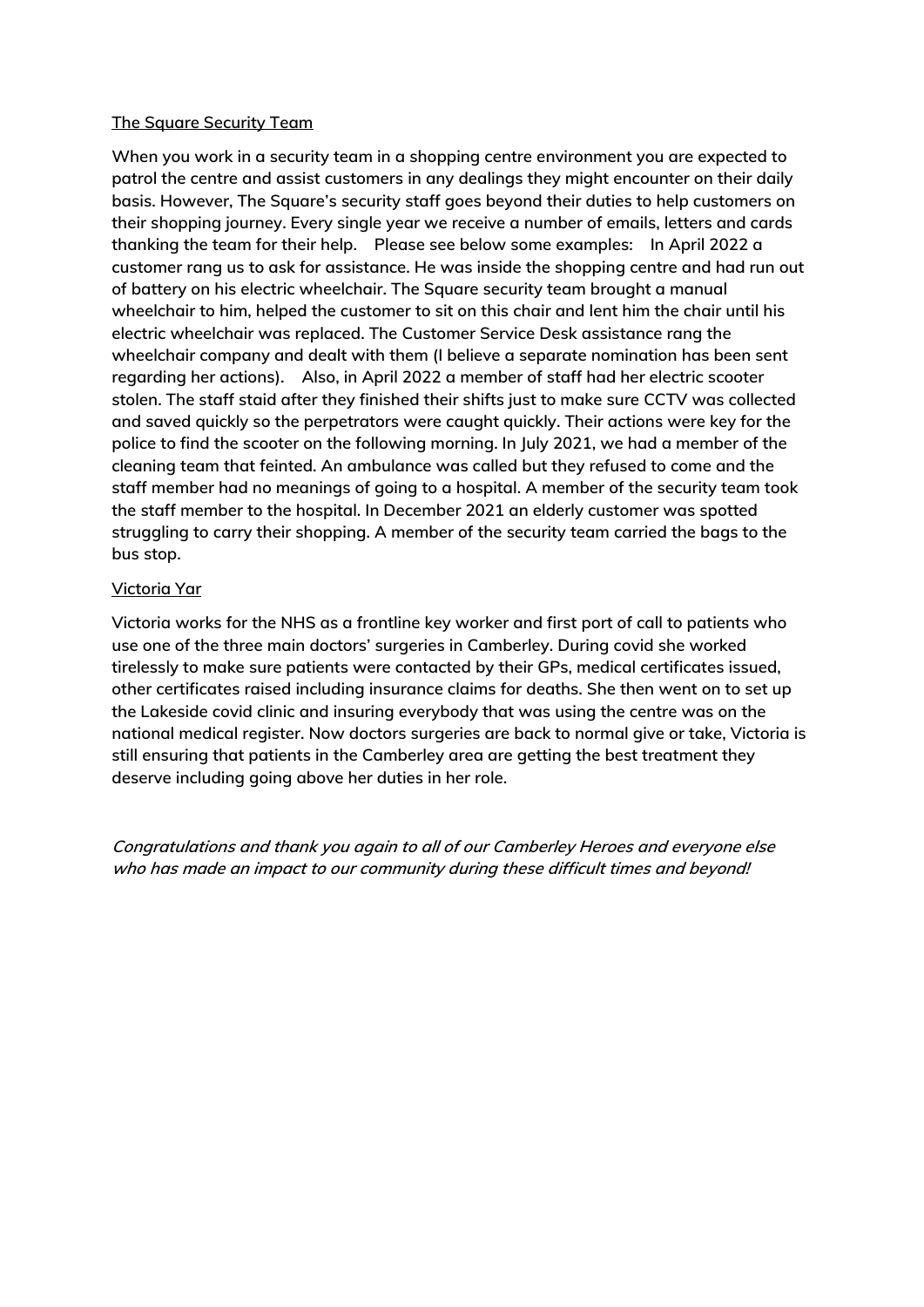<u>The Square Security Team</u>

**When you work in a security team in a shopping centre environment you are expected to patrol the centre and assist customers in any dealings they might encounter on their daily basis. However, The Square's security staff goes beyond their duties to help customers on their shopping journey. Every single year we receive a number of emails, letters and cards thanking the team for their help. Please see below some examples: In April 2022 a customer rang us to ask for assistance. He was inside the shopping centre and had run out of battery on his electric wheelchair. The Square security team brought a manual wheelchair to him, helped the customer to sit on this chair and lent him the chair until his electric wheelchair was replaced. The Customer Service Desk assistance rang the wheelchair company and dealt with them (I believe a separate nomination has been sent regarding her actions). Also, in April 2022 a member of staff had her electric scooter stolen. The staff staid after they finished their shifts just to make sure CCTV was collected and saved quickly so the perpetrators were caught quickly. Their actions were key for the police to find the scooter on the following morning. In July 2021, we had a member of the cleaning team that feinted. An ambulance was called but they refused to come and the staff member had no meanings of going to a hospital. A member of the security team took the staff member to the hospital. In December 2021 an elderly customer was spotted struggling to carry their shopping. A member of the security team carried the bags to the bus stop.**

<u>Victoria Yar</u>

**Victoria works for the NHS as a frontline key worker and first port of call to patients who use one of the three main doctors' surgeries in Camberley. During covid she worked tirelessly to make sure patients were contacted by their GPs, medical certificates issued, other certificates raised including insurance claims for deaths. She then went on to set up the Lakeside covid clinic and insuring everybody that was using the centre was on the national medical register. Now doctors surgeries are back to normal give or take, Victoria is still ensuring that patients in the Camberley area are getting the best treatment they deserve including going above her duties in her role.**

***Congratulations and thank you again to all of our Camberley Heroes and everyone else who has made an impact to our community during these difficult times and beyond!***